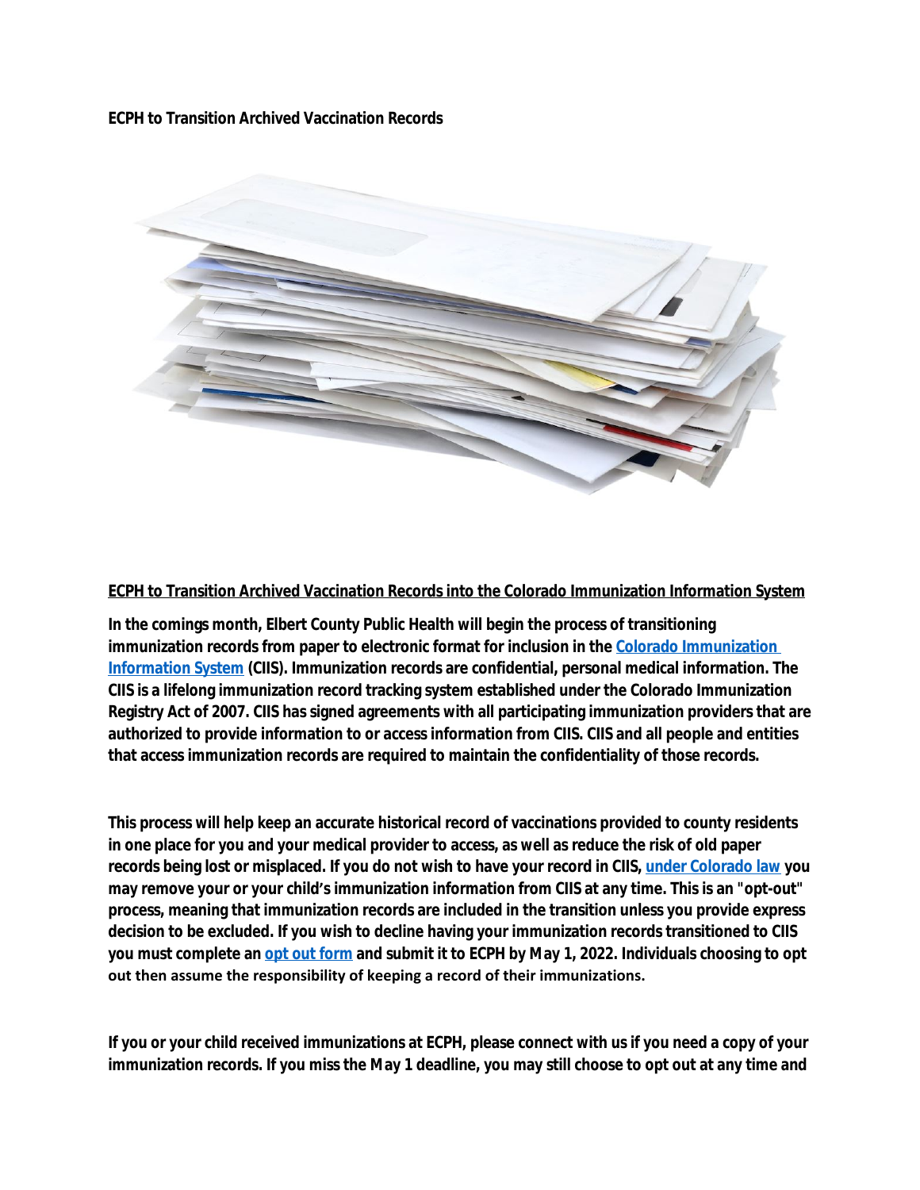**ECPH to Transition Archived Vaccination Records**

**ECPH to Transition Archived Vaccination Records into the Colorado Immunization Information System**

**In the comings month, Elbert County Public Health will begin the process of transitioning immunization records from paper to electronic format for inclusion in the Colorado Immunization Information System (CIIS). Immunization records are confidential, personal medical information. The CIIS is a lifelong immunization record tracking system established under the Colorado Immunization Registry Act of 2007. CIIS has signed agreements with all participating immunization providers that are authorized to provide information to or access information from CIIS. CIIS and all people and entities that access immunization records are required to maintain the confidentiality of those records.**

**This process will help keep an accurate historical record of vaccinations provided to county residents in one place for you and your medical provider to access, as well as reduce the risk of old paper records being lost or misplaced. If you do not wish to have your record in CIIS, under Colorado law you may remove your or your child's immunization information from CIIS at any time. This is an "opt-out" process, meaning that immunization records are included in the transition unless you provide express decision to be excluded. If you wish to decline having your immunization records transitioned to CIIS you must complete an opt out form and submit it to ECPH by May 1, 2022. Individuals choosing to opt out then assume the responsibility of keeping a record of their immunizations.**

**If you or your child received immunizations at ECPH, please connect with us if you need a copy of your immunization records. If you miss the May 1 deadline, you may still choose to opt out at any time and**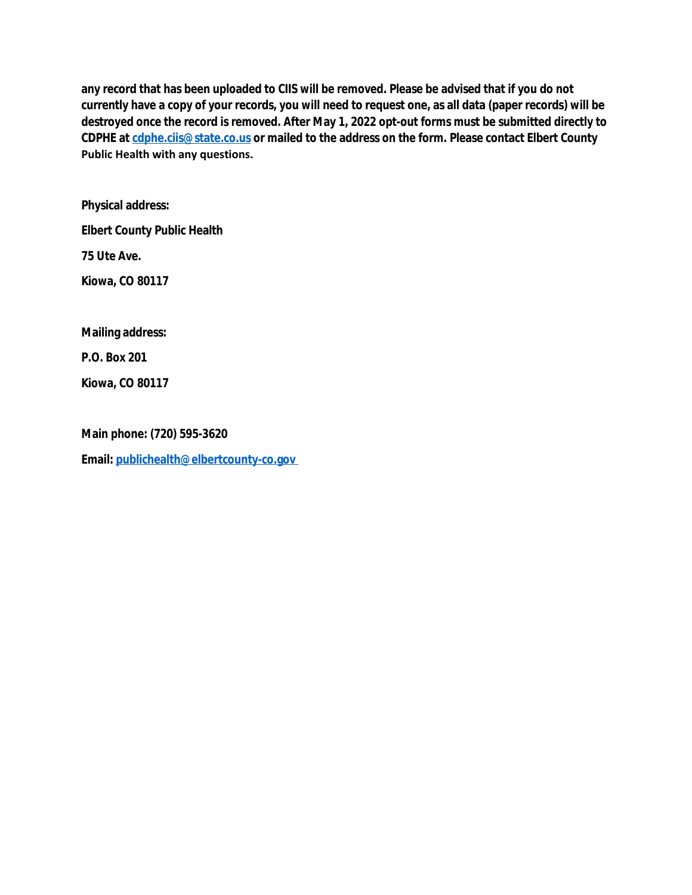**any record that has been uploaded to CIIS will be removed. Please be advised that if you do not currently have a copy of your records, you will need to request one, as all data (paper records) will be destroyed once the record is removed. After May 1, 2022 opt-out forms must be submitted directly to CDPHE at [cdphe.ciis@state.co.us](mailto:cdphe.ciis@state.co.us) or mailed to the address on the form. Please contact Elbert County Public Health with any questions.**

**Physical address:**

**Elbert County Public Health**

**75 Ute Ave.**

**Kiowa, CO 80117**

**Mailing address:**

**P.O. Box 201**

**Kiowa, CO 80117**

**Main phone: (720) 595-3620**

**Email: [publichealth@elbertcounty-co.gov](mailto:publichealth@elbertcounty-co.gov)**